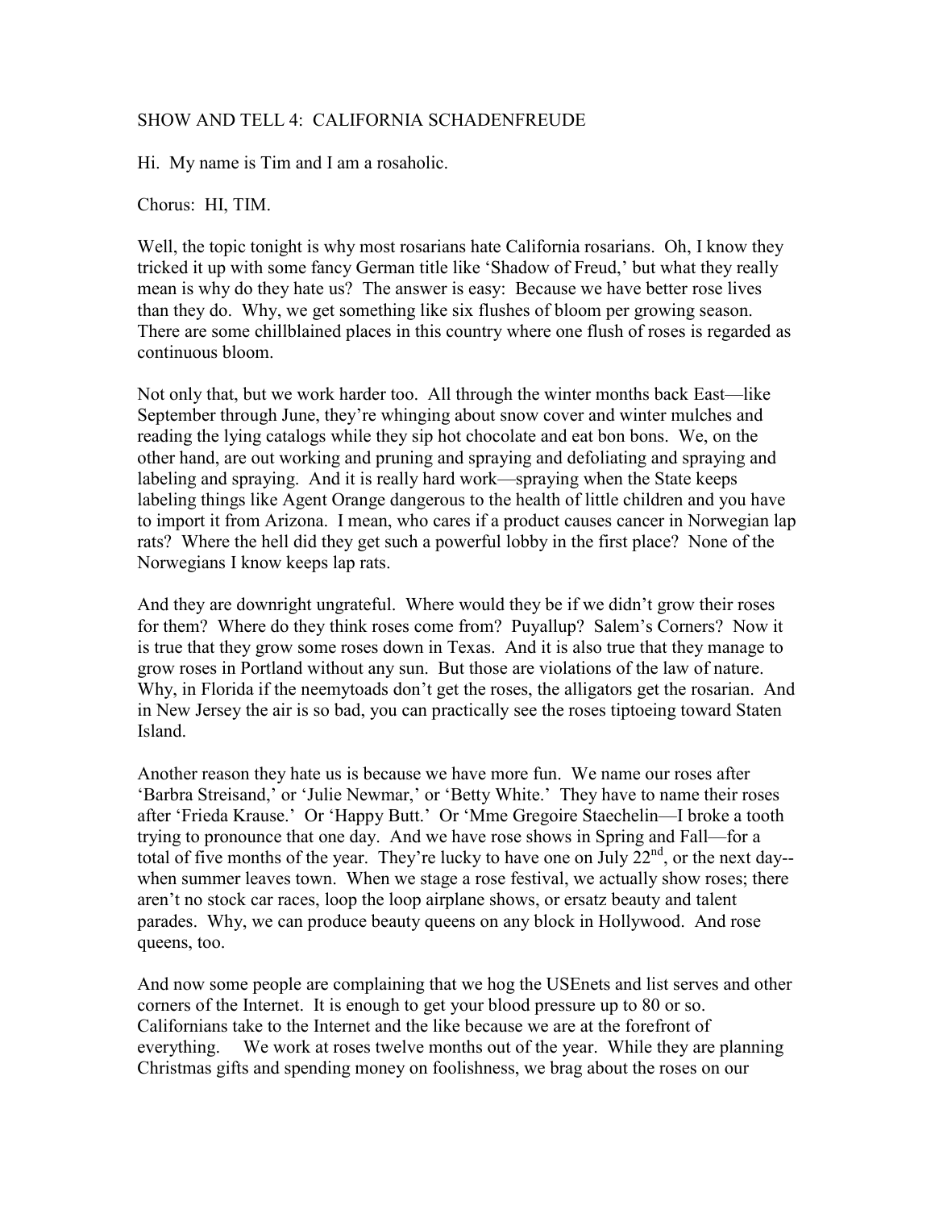# SHOW AND TELL 4: CALIFORNIA SCHADENFREUDE

Hi. My name is Tim and I am a rosaholic.

Chorus: HI, TIM.

Well, the topic tonight is why most rosarians hate California rosarians. Oh, I know they tricked it up with some fancy German title like 'Shadow of Freud,' but what they really mean is why do they hate us? The answer is easy: Because we have better rose lives than they do. Why, we get something like six flushes of bloom per growing season. There are some chillblained places in this country where one flush of roses is regarded as continuous bloom.

Not only that, but we work harder too. All through the winter months back East—like September through June, they're whinging about snow cover and winter mulches and reading the lying catalogs while they sip hot chocolate and eat bon bons. We, on the other hand, are out working and pruning and spraying and defoliating and spraying and labeling and spraying. And it is really hard work—spraying when the State keeps labeling things like Agent Orange dangerous to the health of little children and you have to import it from Arizona. I mean, who cares if a product causes cancer in Norwegian lap rats? Where the hell did they get such a powerful lobby in the first place? None of the Norwegians I know keeps lap rats.

And they are downright ungrateful. Where would they be if we didn't grow their roses for them? Where do they think roses come from? Puyallup? Salem's Corners? Now it is true that they grow some roses down in Texas. And it is also true that they manage to grow roses in Portland without any sun. But those are violations of the law of nature. Why, in Florida if the neemytoads don't get the roses, the alligators get the rosarian. And in New Jersey the air is so bad, you can practically see the roses tiptoeing toward Staten Island.

Another reason they hate us is because we have more fun. We name our roses after 'Barbra Streisand,' or 'Julie Newmar,' or 'Betty White.' They have to name their roses after 'Frieda Krause.' Or 'Happy Butt.' Or 'Mme Gregoire Staechelin—I broke a tooth trying to pronounce that one day. And we have rose shows in Spring and Fall—for a total of five months of the year. They're lucky to have one on July 22nd, or the next day--when summer leaves town. When we stage a rose festival, we actually show roses; there aren't no stock car races, loop the loop airplane shows, or ersatz beauty and talent parades. Why, we can produce beauty queens on any block in Hollywood. And rose queens, too.

And now some people are complaining that we hog the USEnets and list serves and other corners of the Internet. It is enough to get your blood pressure up to 80 or so. Californians take to the Internet and the like because we are at the forefront of everything. We work at roses twelve months out of the year. While they are planning Christmas gifts and spending money on foolishness, we brag about the roses on our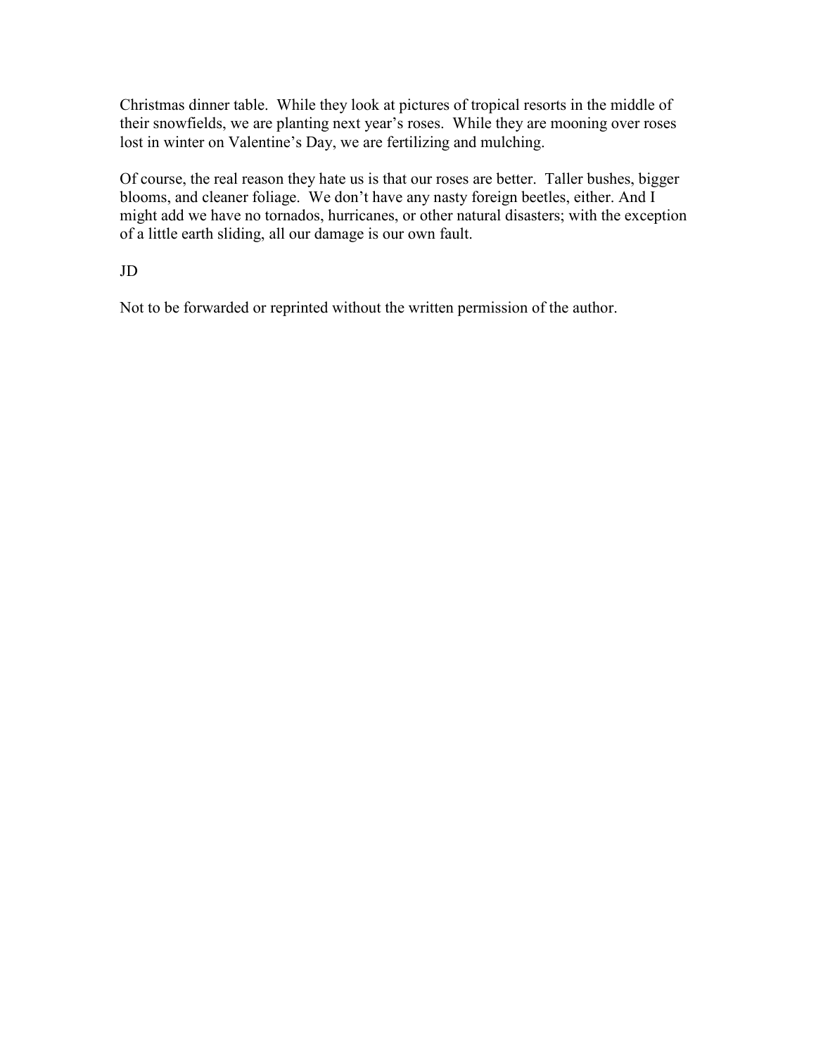Christmas dinner table. While they look at pictures of tropical resorts in the middle of their snowfields, we are planting next year's roses. While they are mooning over roses lost in winter on Valentine's Day, we are fertilizing and mulching.

Of course, the real reason they hate us is that our roses are better. Taller bushes, bigger blooms, and cleaner foliage. We don't have any nasty foreign beetles, either. And I might add we have no tornados, hurricanes, or other natural disasters; with the exception of a little earth sliding, all our damage is our own fault.

JD

Not to be forwarded or reprinted without the written permission of the author.